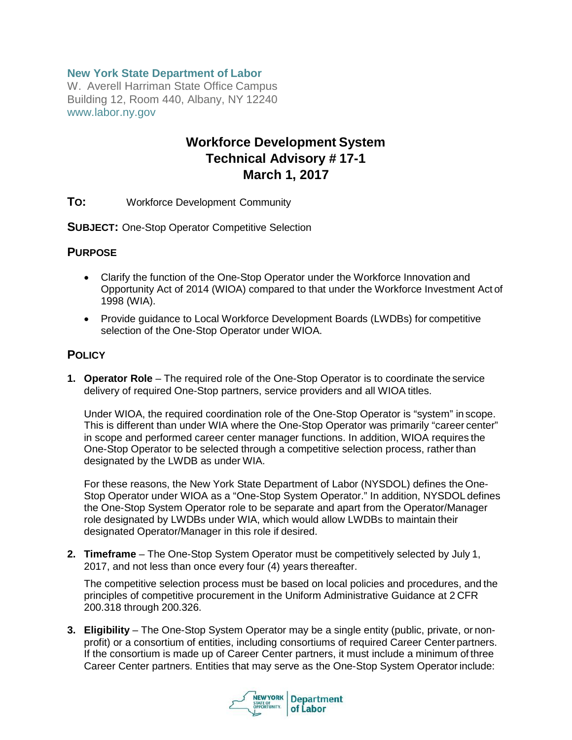**New York State Department of Labor**
W. Averell Harriman State Office Campus
Building 12, Room 440, Albany, NY 12240
www.labor.ny.gov

# Workforce Development System Technical Advisory # 17-1 March 1, 2017

**TO:** Workforce Development Community

**SUBJECT:** One-Stop Operator Competitive Selection

## PURPOSE

- Clarify the function of the One-Stop Operator under the Workforce Innovation and Opportunity Act of 2014 (WIOA) compared to that under the Workforce Investment Act of 1998 (WIA).
- Provide guidance to Local Workforce Development Boards (LWDBs) for competitive selection of the One-Stop Operator under WIOA.

## POLICY

1. **Operator Role** – The required role of the One-Stop Operator is to coordinate the service delivery of required One-Stop partners, service providers and all WIOA titles.

   Under WIOA, the required coordination role of the One-Stop Operator is "system" in scope. This is different than under WIA where the One-Stop Operator was primarily "career center" in scope and performed career center manager functions. In addition, WIOA requires the One-Stop Operator to be selected through a competitive selection process, rather than designated by the LWDB as under WIA.

   For these reasons, the New York State Department of Labor (NYSDOL) defines the One-Stop Operator under WIOA as a "One-Stop System Operator." In addition, NYSDOL defines the One-Stop System Operator role to be separate and apart from the Operator/Manager role designated by LWDBs under WIA, which would allow LWDBs to maintain their designated Operator/Manager in this role if desired.

2. **Timeframe** – The One-Stop System Operator must be competitively selected by July 1, 2017, and not less than once every four (4) years thereafter.

   The competitive selection process must be based on local policies and procedures, and the principles of competitive procurement in the Uniform Administrative Guidance at 2 CFR 200.318 through 200.326.

3. **Eligibility** – The One-Stop System Operator may be a single entity (public, private, or non-profit) or a consortium of entities, including consortiums of required Career Center partners. If the consortium is made up of Career Center partners, it must include a minimum of three Career Center partners. Entities that may serve as the One-Stop System Operator include: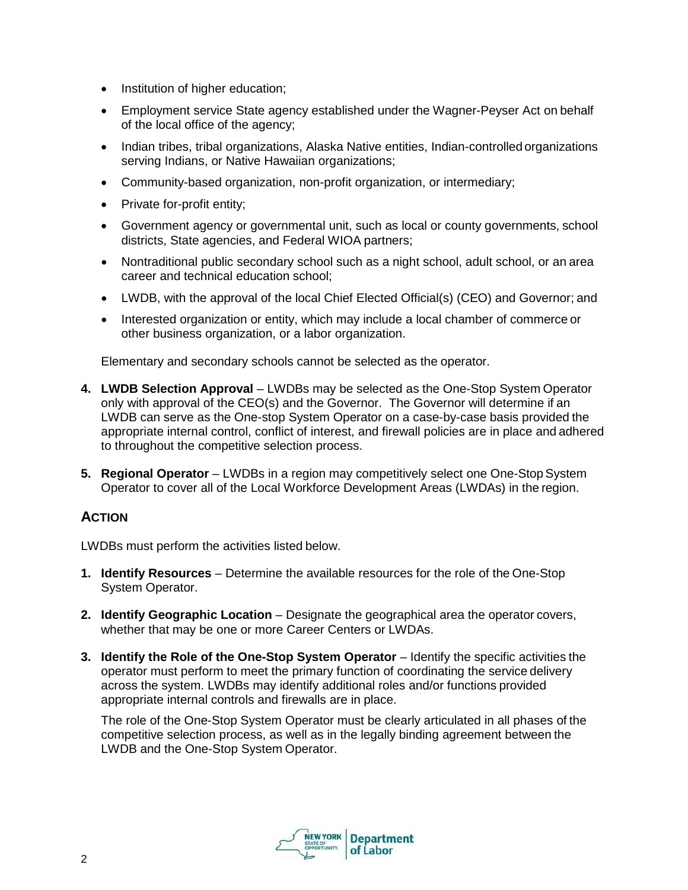- Institution of higher education;
- Employment service State agency established under the Wagner-Peyser Act on behalf of the local office of the agency;
- Indian tribes, tribal organizations, Alaska Native entities, Indian-controlled organizations serving Indians, or Native Hawaiian organizations;
- Community-based organization, non-profit organization, or intermediary;
- Private for-profit entity;
- Government agency or governmental unit, such as local or county governments, school districts, State agencies, and Federal WIOA partners;
- Nontraditional public secondary school such as a night school, adult school, or an area career and technical education school;
- LWDB, with the approval of the local Chief Elected Official(s) (CEO) and Governor; and
- Interested organization or entity, which may include a local chamber of commerce or other business organization, or a labor organization.

Elementary and secondary schools cannot be selected as the operator.

4. **LWDB Selection Approval** – LWDBs may be selected as the One-Stop System Operator only with approval of the CEO(s) and the Governor. The Governor will determine if an LWDB can serve as the One-stop System Operator on a case-by-case basis provided the appropriate internal control, conflict of interest, and firewall policies are in place and adhered to throughout the competitive selection process.

5. **Regional Operator** – LWDBs in a region may competitively select one One-Stop System Operator to cover all of the Local Workforce Development Areas (LWDAs) in the region.

## ACTION

LWDBs must perform the activities listed below.

1. **Identify Resources** – Determine the available resources for the role of the One-Stop System Operator.

2. **Identify Geographic Location** – Designate the geographical area the operator covers, whether that may be one or more Career Centers or LWDAs.

3. **Identify the Role of the One-Stop System Operator** – Identify the specific activities the operator must perform to meet the primary function of coordinating the service delivery across the system. LWDBs may identify additional roles and/or functions provided appropriate internal controls and firewalls are in place.

   The role of the One-Stop System Operator must be clearly articulated in all phases of the competitive selection process, as well as in the legally binding agreement between the LWDB and the One-Stop System Operator.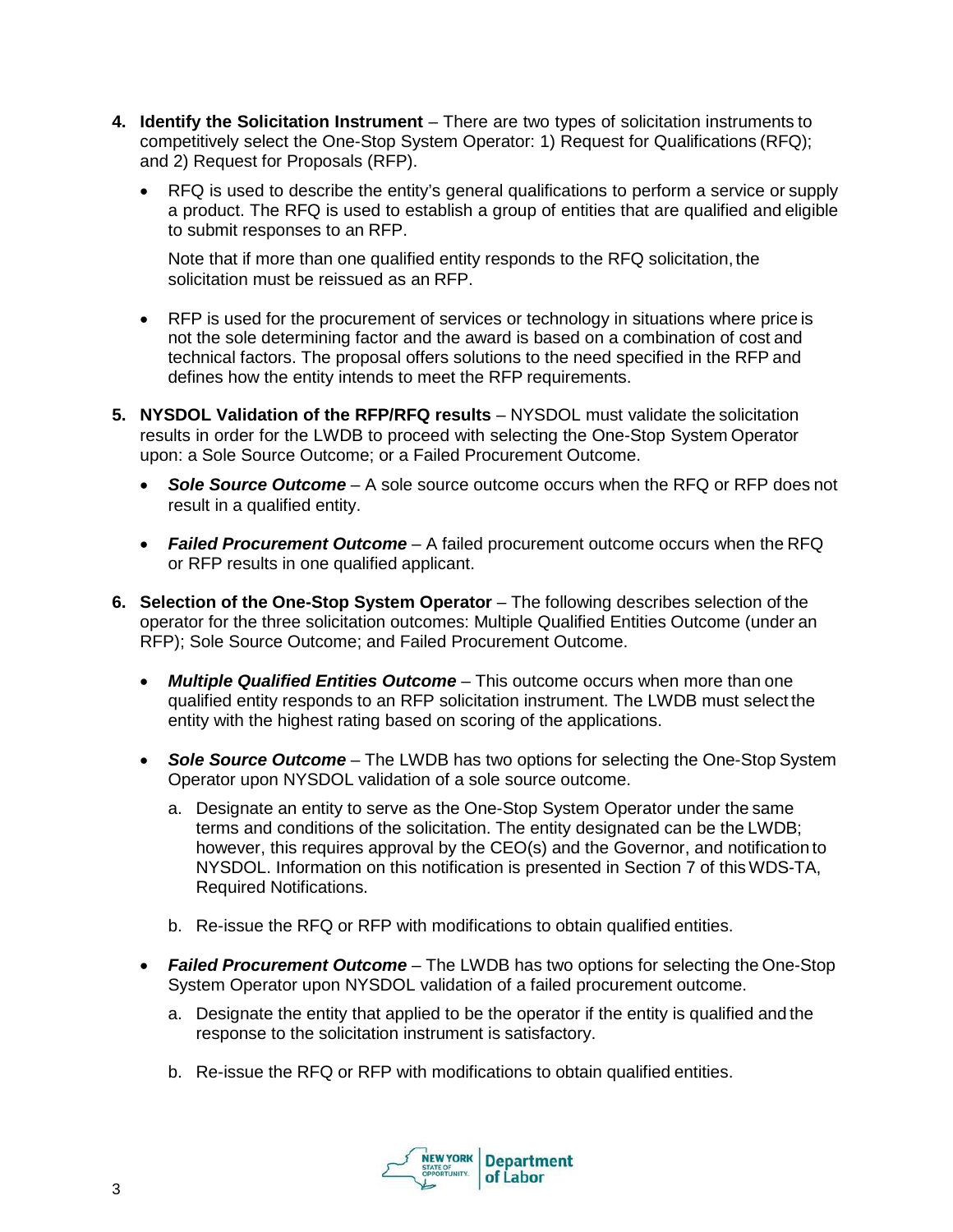4. **Identify the Solicitation Instrument** – There are two types of solicitation instruments to competitively select the One-Stop System Operator: 1) Request for Qualifications (RFQ); and 2) Request for Proposals (RFP).

   - RFQ is used to describe the entity's general qualifications to perform a service or supply a product. The RFQ is used to establish a group of entities that are qualified and eligible to submit responses to an RFP.

     Note that if more than one qualified entity responds to the RFQ solicitation, the solicitation must be reissued as an RFP.

   - RFP is used for the procurement of services or technology in situations where price is not the sole determining factor and the award is based on a combination of cost and technical factors. The proposal offers solutions to the need specified in the RFP and defines how the entity intends to meet the RFP requirements.

5. **NYSDOL Validation of the RFP/RFQ results** – NYSDOL must validate the solicitation results in order for the LWDB to proceed with selecting the One-Stop System Operator upon: a Sole Source Outcome; or a Failed Procurement Outcome.

   - ***Sole Source Outcome*** – A sole source outcome occurs when the RFQ or RFP does not result in a qualified entity.

   - ***Failed Procurement Outcome*** – A failed procurement outcome occurs when the RFQ or RFP results in one qualified applicant.

6. **Selection of the One-Stop System Operator** – The following describes selection of the operator for the three solicitation outcomes: Multiple Qualified Entities Outcome (under an RFP); Sole Source Outcome; and Failed Procurement Outcome.

   - ***Multiple Qualified Entities Outcome*** – This outcome occurs when more than one qualified entity responds to an RFP solicitation instrument. The LWDB must select the entity with the highest rating based on scoring of the applications.

   - ***Sole Source Outcome*** – The LWDB has two options for selecting the One-Stop System Operator upon NYSDOL validation of a sole source outcome.

     a. Designate an entity to serve as the One-Stop System Operator under the same terms and conditions of the solicitation. The entity designated can be the LWDB; however, this requires approval by the CEO(s) and the Governor, and notification to NYSDOL. Information on this notification is presented in Section 7 of this WDS-TA, Required Notifications.

     b. Re-issue the RFQ or RFP with modifications to obtain qualified entities.

   - ***Failed Procurement Outcome*** – The LWDB has two options for selecting the One-Stop System Operator upon NYSDOL validation of a failed procurement outcome.

     a. Designate the entity that applied to be the operator if the entity is qualified and the response to the solicitation instrument is satisfactory.

     b. Re-issue the RFQ or RFP with modifications to obtain qualified entities.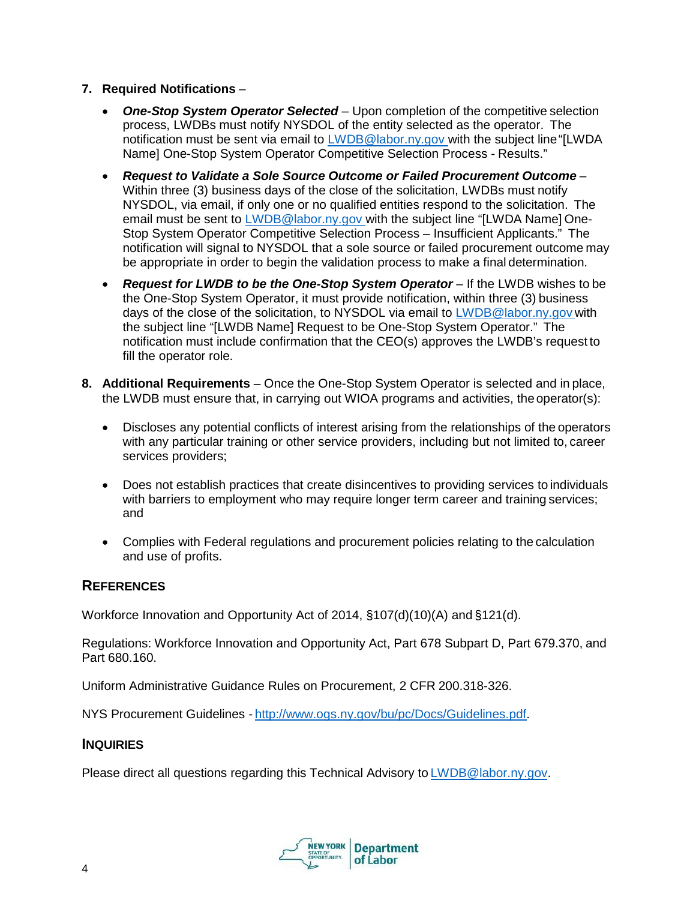7. **Required Notifications** –

   - ***One-Stop System Operator Selected*** – Upon completion of the competitive selection process, LWDBs must notify NYSDOL of the entity selected as the operator. The notification must be sent via email to LWDB@labor.ny.gov with the subject line "[LWDA Name] One-Stop System Operator Competitive Selection Process - Results."

   - ***Request to Validate a Sole Source Outcome or Failed Procurement Outcome*** – Within three (3) business days of the close of the solicitation, LWDBs must notify NYSDOL, via email, if only one or no qualified entities respond to the solicitation. The email must be sent to LWDB@labor.ny.gov with the subject line "[LWDA Name] One-Stop System Operator Competitive Selection Process – Insufficient Applicants." The notification will signal to NYSDOL that a sole source or failed procurement outcome may be appropriate in order to begin the validation process to make a final determination.

   - ***Request for LWDB to be the One-Stop System Operator*** – If the LWDB wishes to be the One-Stop System Operator, it must provide notification, within three (3) business days of the close of the solicitation, to NYSDOL via email to LWDB@labor.ny.gov with the subject line "[LWDB Name] Request to be One-Stop System Operator." The notification must include confirmation that the CEO(s) approves the LWDB's request to fill the operator role.

8. **Additional Requirements** – Once the One-Stop System Operator is selected and in place, the LWDB must ensure that, in carrying out WIOA programs and activities, the operator(s):

   - Discloses any potential conflicts of interest arising from the relationships of the operators with any particular training or other service providers, including but not limited to, career services providers;

   - Does not establish practices that create disincentives to providing services to individuals with barriers to employment who may require longer term career and training services; and

   - Complies with Federal regulations and procurement policies relating to the calculation and use of profits.

## REFERENCES

Workforce Innovation and Opportunity Act of 2014, §107(d)(10)(A) and §121(d).

Regulations: Workforce Innovation and Opportunity Act, Part 678 Subpart D, Part 679.370, and Part 680.160.

Uniform Administrative Guidance Rules on Procurement, 2 CFR 200.318-326.

NYS Procurement Guidelines - http://www.ogs.ny.gov/bu/pc/Docs/Guidelines.pdf.

## INQUIRIES

Please direct all questions regarding this Technical Advisory to LWDB@labor.ny.gov.